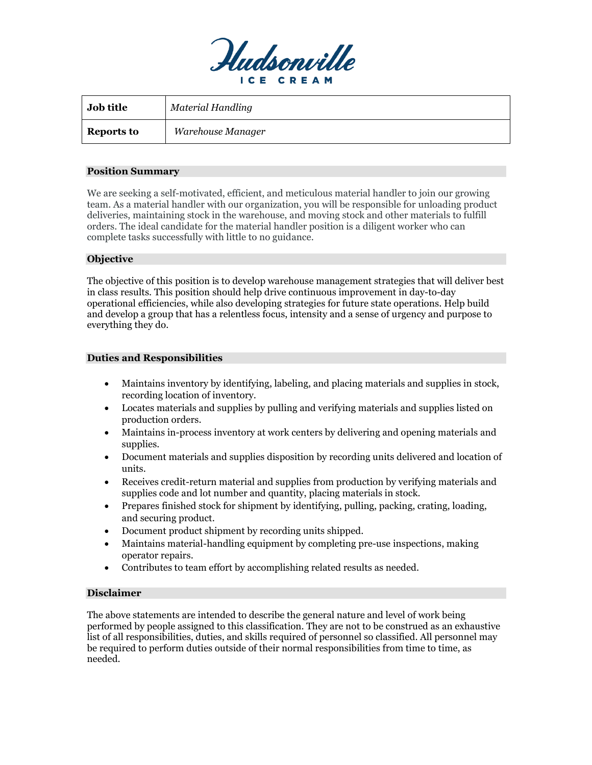Hudsonville ICE CREAM

| Job title | *Material Handling* |
|---|---|
| Reports to | *Warehouse Manager* |

## Position Summary

We are seeking a self-motivated, efficient, and meticulous material handler to join our growing team. As a material handler with our organization, you will be responsible for unloading product deliveries, maintaining stock in the warehouse, and moving stock and other materials to fulfill orders. The ideal candidate for the material handler position is a diligent worker who can complete tasks successfully with little to no guidance.

## Objective

The objective of this position is to develop warehouse management strategies that will deliver best in class results. This position should help drive continuous improvement in day-to-day operational efficiencies, while also developing strategies for future state operations. Help build and develop a group that has a relentless focus, intensity and a sense of urgency and purpose to everything they do.

## Duties and Responsibilities

- Maintains inventory by identifying, labeling, and placing materials and supplies in stock, recording location of inventory.
- Locates materials and supplies by pulling and verifying materials and supplies listed on production orders.
- Maintains in-process inventory at work centers by delivering and opening materials and supplies.
- Document materials and supplies disposition by recording units delivered and location of units.
- Receives credit-return material and supplies from production by verifying materials and supplies code and lot number and quantity, placing materials in stock.
- Prepares finished stock for shipment by identifying, pulling, packing, crating, loading, and securing product.
- Document product shipment by recording units shipped.
- Maintains material-handling equipment by completing pre-use inspections, making operator repairs.
- Contributes to team effort by accomplishing related results as needed.

## Disclaimer

The above statements are intended to describe the general nature and level of work being performed by people assigned to this classification. They are not to be construed as an exhaustive list of all responsibilities, duties, and skills required of personnel so classified. All personnel may be required to perform duties outside of their normal responsibilities from time to time, as needed.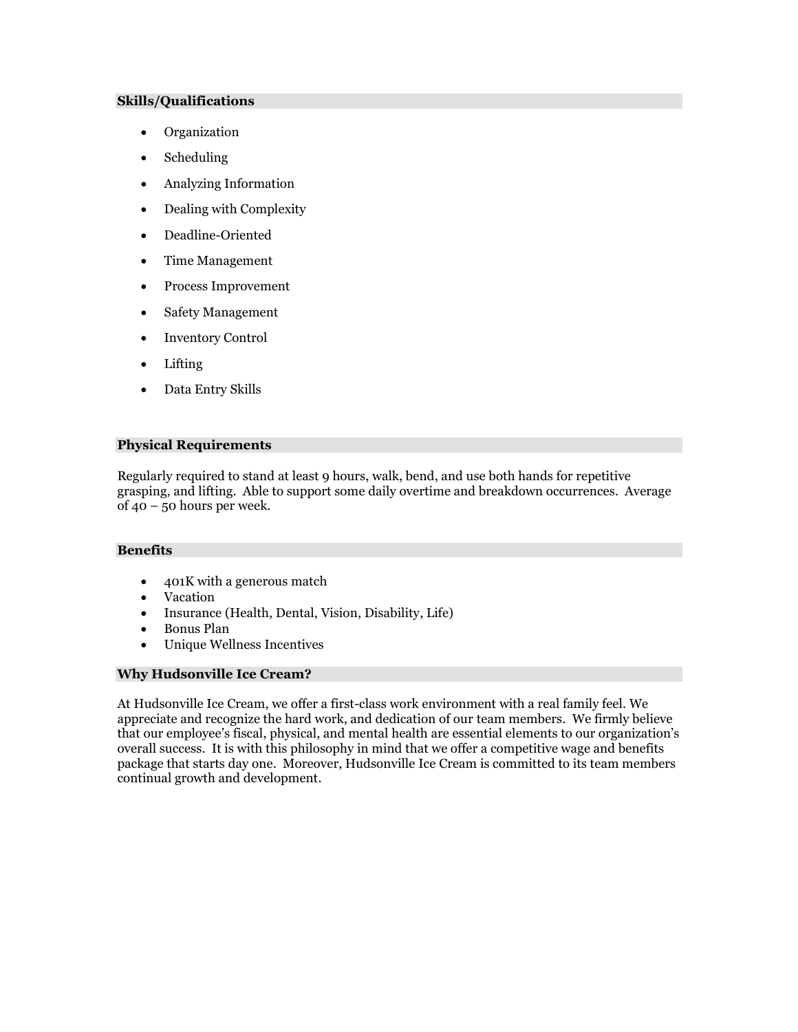## Skills/Qualifications

- Organization
- Scheduling
- Analyzing Information
- Dealing with Complexity
- Deadline-Oriented
- Time Management
- Process Improvement
- Safety Management
- Inventory Control
- Lifting
- Data Entry Skills

## Physical Requirements

Regularly required to stand at least 9 hours, walk, bend, and use both hands for repetitive grasping, and lifting. Able to support some daily overtime and breakdown occurrences. Average of 40 – 50 hours per week.

## Benefits

- 401K with a generous match
- Vacation
- Insurance (Health, Dental, Vision, Disability, Life)
- Bonus Plan
- Unique Wellness Incentives

## Why Hudsonville Ice Cream?

At Hudsonville Ice Cream, we offer a first-class work environment with a real family feel. We appreciate and recognize the hard work, and dedication of our team members. We firmly believe that our employee's fiscal, physical, and mental health are essential elements to our organization's overall success. It is with this philosophy in mind that we offer a competitive wage and benefits package that starts day one. Moreover, Hudsonville Ice Cream is committed to its team members continual growth and development.